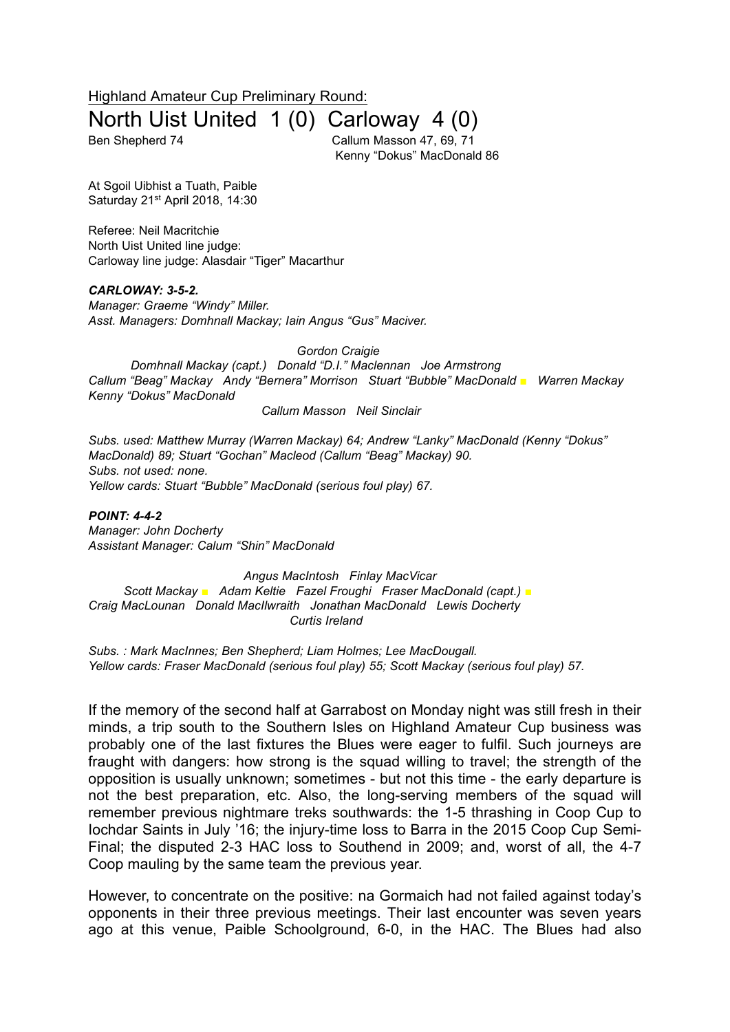<u>Highland Amateur Cup Preliminary Round:</u>

# North Uist United 1 (0) Carloway 4 (0)

Ben Shepherd 74 — Callum Masson 47, 69, 71
Kenny "Dokus" MacDonald 86

At Sgoil Uibhist a Tuath, Paible
Saturday 21st April 2018, 14:30

Referee: Neil Macritchie
North Uist United line judge:
Carloway line judge: Alasdair "Tiger" Macarthur

***CARLOWAY: 3-5-2.***
*Manager: Graeme "Windy" Miller.*
*Asst. Managers: Domhnall Mackay; Iain Angus "Gus" Maciver.*

*Gordon Craigie*
*Domhnall Mackay (capt.) Donald "D.I." Maclennan Joe Armstrong*
*Callum "Beag" Mackay Andy "Bernera" Morrison Stuart "Bubble" MacDonald ■ Warren Mackay Kenny "Dokus" MacDonald*
*Callum Masson Neil Sinclair*

*Subs. used: Matthew Murray (Warren Mackay) 64; Andrew "Lanky" MacDonald (Kenny "Dokus" MacDonald) 89; Stuart "Gochan" Macleod (Callum "Beag" Mackay) 90.*
*Subs. not used: none.*
*Yellow cards: Stuart "Bubble" MacDonald (serious foul play) 67.*

***POINT: 4-4-2***
*Manager: John Docherty*
*Assistant Manager: Calum "Shin" MacDonald*

*Angus MacIntosh Finlay MacVicar*
*Scott Mackay ■ Adam Keltie Fazel Froughi Fraser MacDonald (capt.) ■*
*Craig MacLounan Donald MacIlwraith Jonathan MacDonald Lewis Docherty*
*Curtis Ireland*

*Subs. : Mark MacInnes; Ben Shepherd; Liam Holmes; Lee MacDougall.*
*Yellow cards: Fraser MacDonald (serious foul play) 55; Scott Mackay (serious foul play) 57.*

If the memory of the second half at Garrabost on Monday night was still fresh in their minds, a trip south to the Southern Isles on Highland Amateur Cup business was probably one of the last fixtures the Blues were eager to fulfil. Such journeys are fraught with dangers: how strong is the squad willing to travel; the strength of the opposition is usually unknown; sometimes - but not this time - the early departure is not the best preparation, etc. Also, the long-serving members of the squad will remember previous nightmare treks southwards: the 1-5 thrashing in Coop Cup to Iochdar Saints in July '16; the injury-time loss to Barra in the 2015 Coop Cup Semi-Final; the disputed 2-3 HAC loss to Southend in 2009; and, worst of all, the 4-7 Coop mauling by the same team the previous year.

However, to concentrate on the positive: na Gormaich had not failed against today's opponents in their three previous meetings. Their last encounter was seven years ago at this venue, Paible Schoolground, 6-0, in the HAC. The Blues had also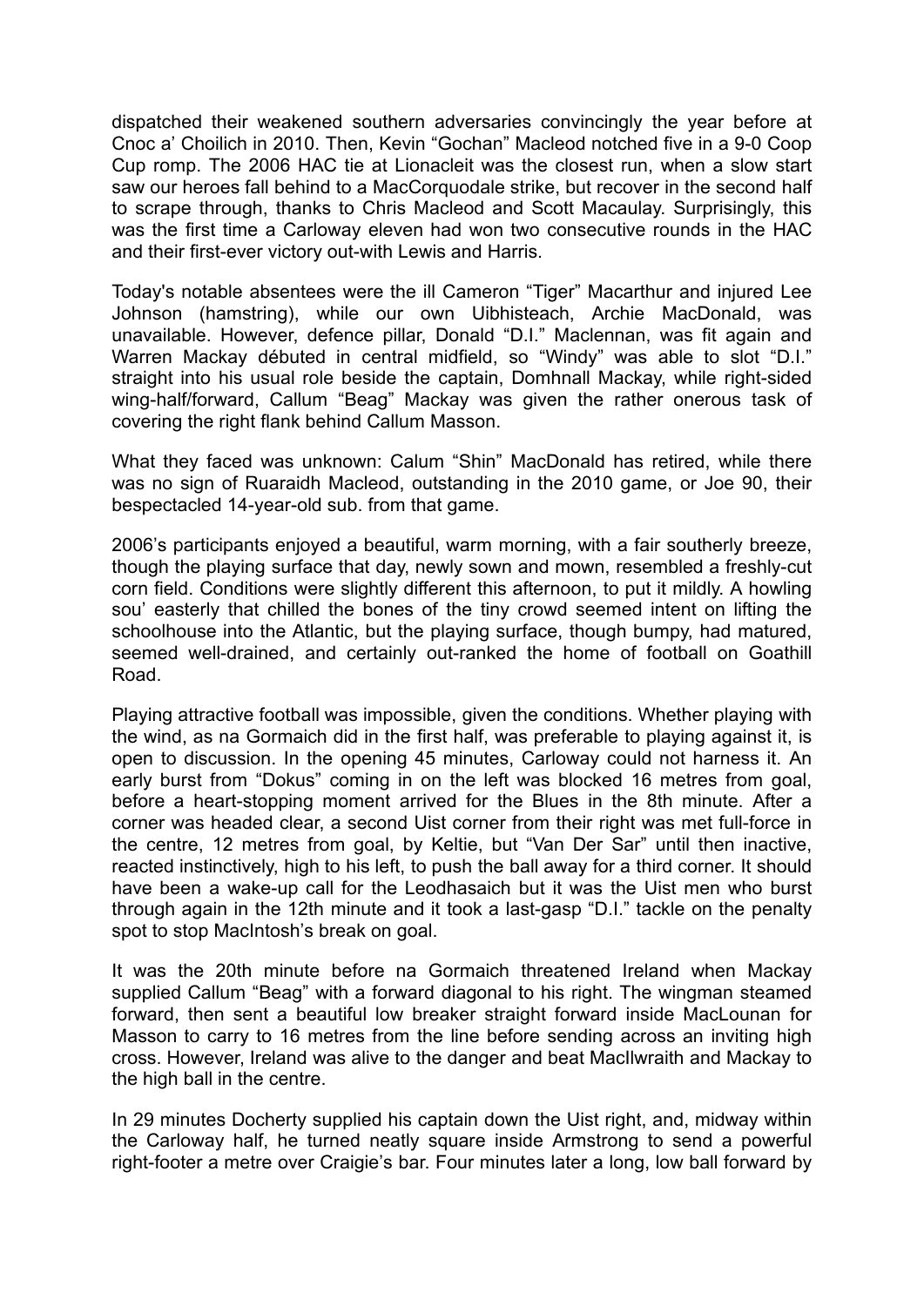dispatched their weakened southern adversaries convincingly the year before at Cnoc a' Choilich in 2010. Then, Kevin "Gochan" Macleod notched five in a 9-0 Coop Cup romp. The 2006 HAC tie at Lionacleit was the closest run, when a slow start saw our heroes fall behind to a MacCorquodale strike, but recover in the second half to scrape through, thanks to Chris Macleod and Scott Macaulay. Surprisingly, this was the first time a Carloway eleven had won two consecutive rounds in the HAC and their first-ever victory out-with Lewis and Harris.

Today's notable absentees were the ill Cameron "Tiger" Macarthur and injured Lee Johnson (hamstring), while our own Uibhisteach, Archie MacDonald, was unavailable. However, defence pillar, Donald "D.I." Maclennan, was fit again and Warren Mackay débuted in central midfield, so "Windy" was able to slot "D.I." straight into his usual role beside the captain, Domhnall Mackay, while right-sided wing-half/forward, Callum "Beag" Mackay was given the rather onerous task of covering the right flank behind Callum Masson.

What they faced was unknown: Calum "Shin" MacDonald has retired, while there was no sign of Ruaraidh Macleod, outstanding in the 2010 game, or Joe 90, their bespectacled 14-year-old sub. from that game.

2006's participants enjoyed a beautiful, warm morning, with a fair southerly breeze, though the playing surface that day, newly sown and mown, resembled a freshly-cut corn field. Conditions were slightly different this afternoon, to put it mildly. A howling sou' easterly that chilled the bones of the tiny crowd seemed intent on lifting the schoolhouse into the Atlantic, but the playing surface, though bumpy, had matured, seemed well-drained, and certainly out-ranked the home of football on Goathill Road.

Playing attractive football was impossible, given the conditions. Whether playing with the wind, as na Gormaich did in the first half, was preferable to playing against it, is open to discussion. In the opening 45 minutes, Carloway could not harness it. An early burst from "Dokus" coming in on the left was blocked 16 metres from goal, before a heart-stopping moment arrived for the Blues in the 8th minute. After a corner was headed clear, a second Uist corner from their right was met full-force in the centre, 12 metres from goal, by Keltie, but "Van Der Sar" until then inactive, reacted instinctively, high to his left, to push the ball away for a third corner. It should have been a wake-up call for the Leodhasaich but it was the Uist men who burst through again in the 12th minute and it took a last-gasp "D.I." tackle on the penalty spot to stop MacIntosh's break on goal.

It was the 20th minute before na Gormaich threatened Ireland when Mackay supplied Callum "Beag" with a forward diagonal to his right. The wingman steamed forward, then sent a beautiful low breaker straight forward inside MacLounan for Masson to carry to 16 metres from the line before sending across an inviting high cross. However, Ireland was alive to the danger and beat MacIlwraith and Mackay to the high ball in the centre.

In 29 minutes Docherty supplied his captain down the Uist right, and, midway within the Carloway half, he turned neatly square inside Armstrong to send a powerful right-footer a metre over Craigie's bar. Four minutes later a long, low ball forward by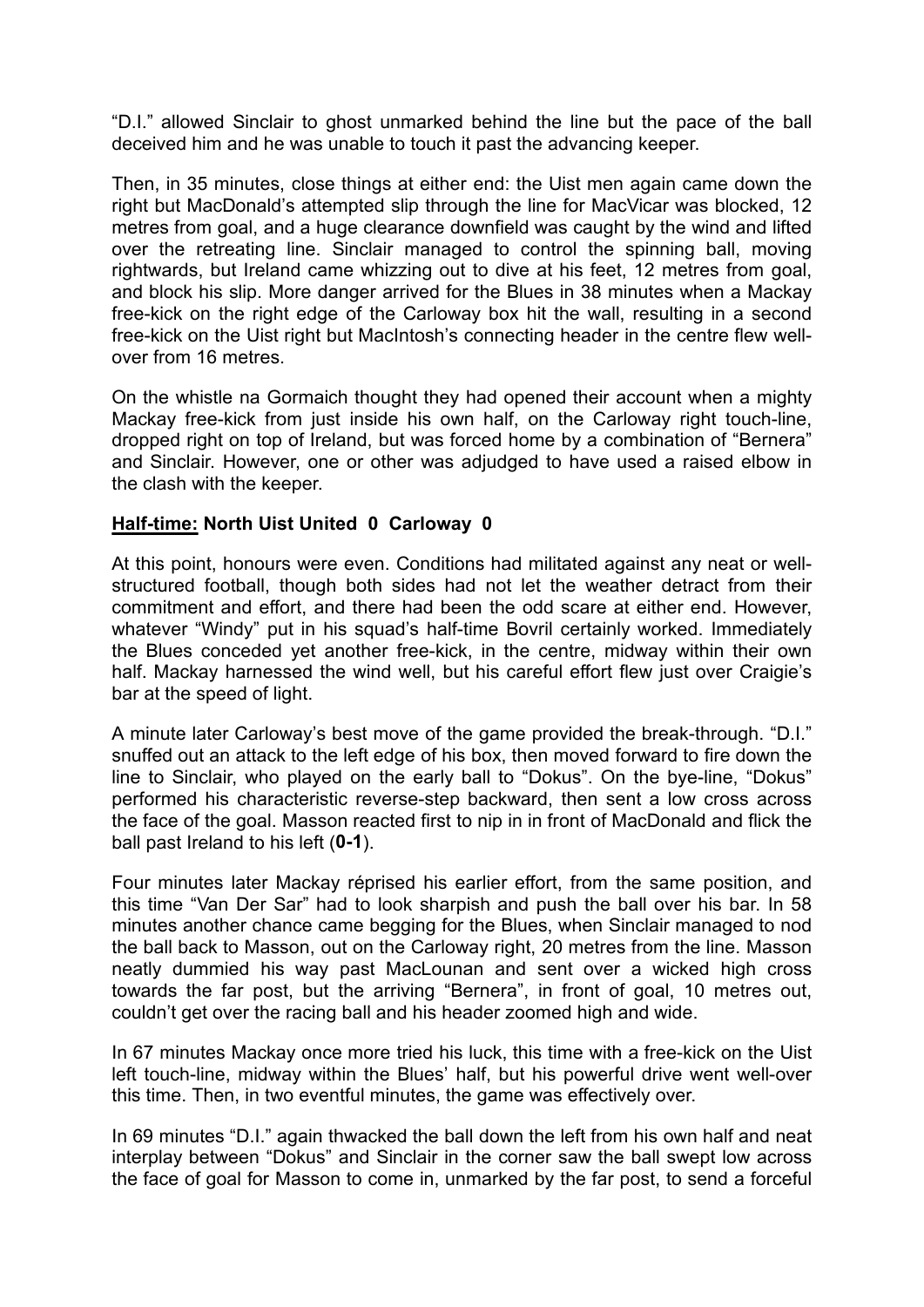"D.I." allowed Sinclair to ghost unmarked behind the line but the pace of the ball deceived him and he was unable to touch it past the advancing keeper.

Then, in 35 minutes, close things at either end: the Uist men again came down the right but MacDonald's attempted slip through the line for MacVicar was blocked, 12 metres from goal, and a huge clearance downfield was caught by the wind and lifted over the retreating line. Sinclair managed to control the spinning ball, moving rightwards, but Ireland came whizzing out to dive at his feet, 12 metres from goal, and block his slip. More danger arrived for the Blues in 38 minutes when a Mackay free-kick on the right edge of the Carloway box hit the wall, resulting in a second free-kick on the Uist right but MacIntosh's connecting header in the centre flew well-over from 16 metres.

On the whistle na Gormaich thought they had opened their account when a mighty Mackay free-kick from just inside his own half, on the Carloway right touch-line, dropped right on top of Ireland, but was forced home by a combination of "Bernera" and Sinclair. However, one or other was adjudged to have used a raised elbow in the clash with the keeper.

**Half-time: North Uist United 0 Carloway 0**

At this point, honours were even. Conditions had militated against any neat or well-structured football, though both sides had not let the weather detract from their commitment and effort, and there had been the odd scare at either end. However, whatever "Windy" put in his squad's half-time Bovril certainly worked. Immediately the Blues conceded yet another free-kick, in the centre, midway within their own half. Mackay harnessed the wind well, but his careful effort flew just over Craigie's bar at the speed of light.

A minute later Carloway's best move of the game provided the break-through. "D.I." snuffed out an attack to the left edge of his box, then moved forward to fire down the line to Sinclair, who played on the early ball to "Dokus". On the bye-line, "Dokus" performed his characteristic reverse-step backward, then sent a low cross across the face of the goal. Masson reacted first to nip in in front of MacDonald and flick the ball past Ireland to his left (**0-1**).

Four minutes later Mackay réprised his earlier effort, from the same position, and this time "Van Der Sar" had to look sharpish and push the ball over his bar. In 58 minutes another chance came begging for the Blues, when Sinclair managed to nod the ball back to Masson, out on the Carloway right, 20 metres from the line. Masson neatly dummied his way past MacLounan and sent over a wicked high cross towards the far post, but the arriving "Bernera", in front of goal, 10 metres out, couldn't get over the racing ball and his header zoomed high and wide.

In 67 minutes Mackay once more tried his luck, this time with a free-kick on the Uist left touch-line, midway within the Blues' half, but his powerful drive went well-over this time. Then, in two eventful minutes, the game was effectively over.

In 69 minutes "D.I." again thwacked the ball down the left from his own half and neat interplay between "Dokus" and Sinclair in the corner saw the ball swept low across the face of goal for Masson to come in, unmarked by the far post, to send a forceful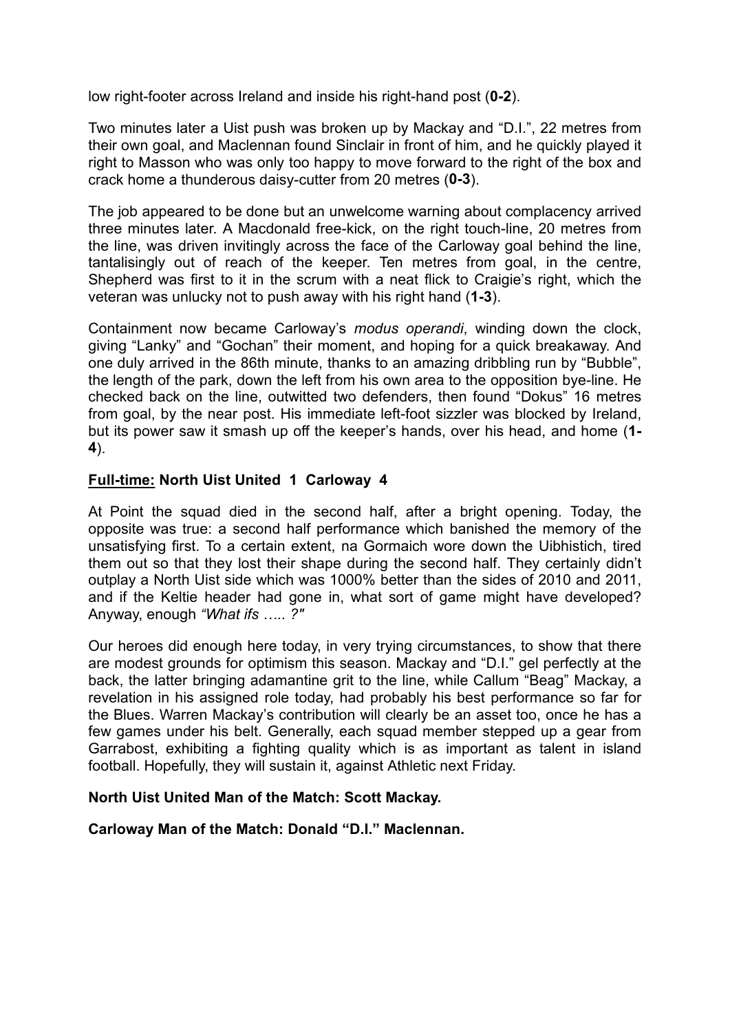low right-footer across Ireland and inside his right-hand post (**0-2**).

Two minutes later a Uist push was broken up by Mackay and "D.I.", 22 metres from their own goal, and Maclennan found Sinclair in front of him, and he quickly played it right to Masson who was only too happy to move forward to the right of the box and crack home a thunderous daisy-cutter from 20 metres (**0-3**).

The job appeared to be done but an unwelcome warning about complacency arrived three minutes later. A Macdonald free-kick, on the right touch-line, 20 metres from the line, was driven invitingly across the face of the Carloway goal behind the line, tantalisingly out of reach of the keeper. Ten metres from goal, in the centre, Shepherd was first to it in the scrum with a neat flick to Craigie's right, which the veteran was unlucky not to push away with his right hand (**1-3**).

Containment now became Carloway's *modus operandi*, winding down the clock, giving "Lanky" and "Gochan" their moment, and hoping for a quick breakaway. And one duly arrived in the 86th minute, thanks to an amazing dribbling run by "Bubble", the length of the park, down the left from his own area to the opposition bye-line. He checked back on the line, outwitted two defenders, then found "Dokus" 16 metres from goal, by the near post. His immediate left-foot sizzler was blocked by Ireland, but its power saw it smash up off the keeper's hands, over his head, and home (**1-4**).

**<u>Full-time:</u> North Uist United 1 Carloway 4**

At Point the squad died in the second half, after a bright opening. Today, the opposite was true: a second half performance which banished the memory of the unsatisfying first. To a certain extent, na Gormaich wore down the Uibhistich, tired them out so that they lost their shape during the second half. They certainly didn't outplay a North Uist side which was 1000% better than the sides of 2010 and 2011, and if the Keltie header had gone in, what sort of game might have developed? Anyway, enough *"What ifs ….. ?"*

Our heroes did enough here today, in very trying circumstances, to show that there are modest grounds for optimism this season. Mackay and "D.I." gel perfectly at the back, the latter bringing adamantine grit to the line, while Callum "Beag" Mackay, a revelation in his assigned role today, had probably his best performance so far for the Blues. Warren Mackay's contribution will clearly be an asset too, once he has a few games under his belt. Generally, each squad member stepped up a gear from Garrabost, exhibiting a fighting quality which is as important as talent in island football. Hopefully, they will sustain it, against Athletic next Friday.

**North Uist United Man of the Match: Scott Mackay.**

**Carloway Man of the Match: Donald "D.I." Maclennan.**